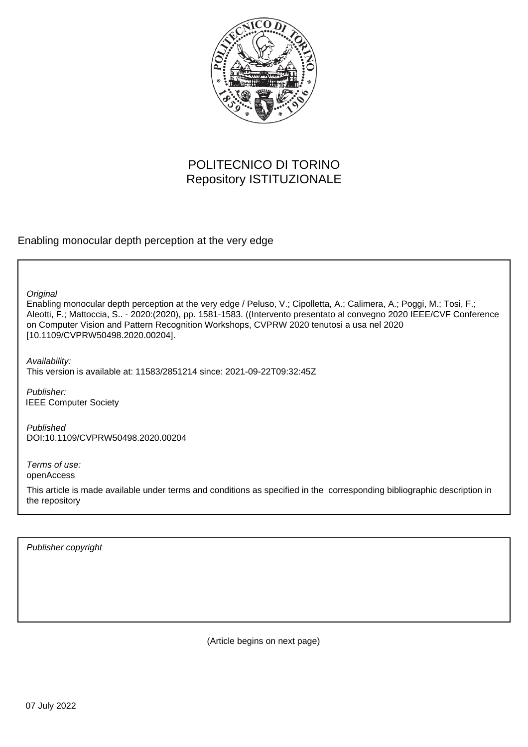POLITECNICO DI TORINO
Repository ISTITUZIONALE

Enabling monocular depth perception at the very edge

*Original*
Enabling monocular depth perception at the very edge / Peluso, V.; Cipolletta, A.; Calimera, A.; Poggi, M.; Tosi, F.; Aleotti, F.; Mattoccia, S.. - 2020:(2020), pp. 1581-1583. ((Intervento presentato al convegno 2020 IEEE/CVF Conference on Computer Vision and Pattern Recognition Workshops, CVPRW 2020 tenutosi a usa nel 2020 [10.1109/CVPRW50498.2020.00204].

*Availability:*
This version is available at: 11583/2851214 since: 2021-09-22T09:32:45Z

*Publisher:*
IEEE Computer Society

*Published*
DOI:10.1109/CVPRW50498.2020.00204

*Terms of use:*
openAccess

This article is made available under terms and conditions as specified in the corresponding bibliographic description in the repository

*Publisher copyright*

(Article begins on next page)

07 July 2022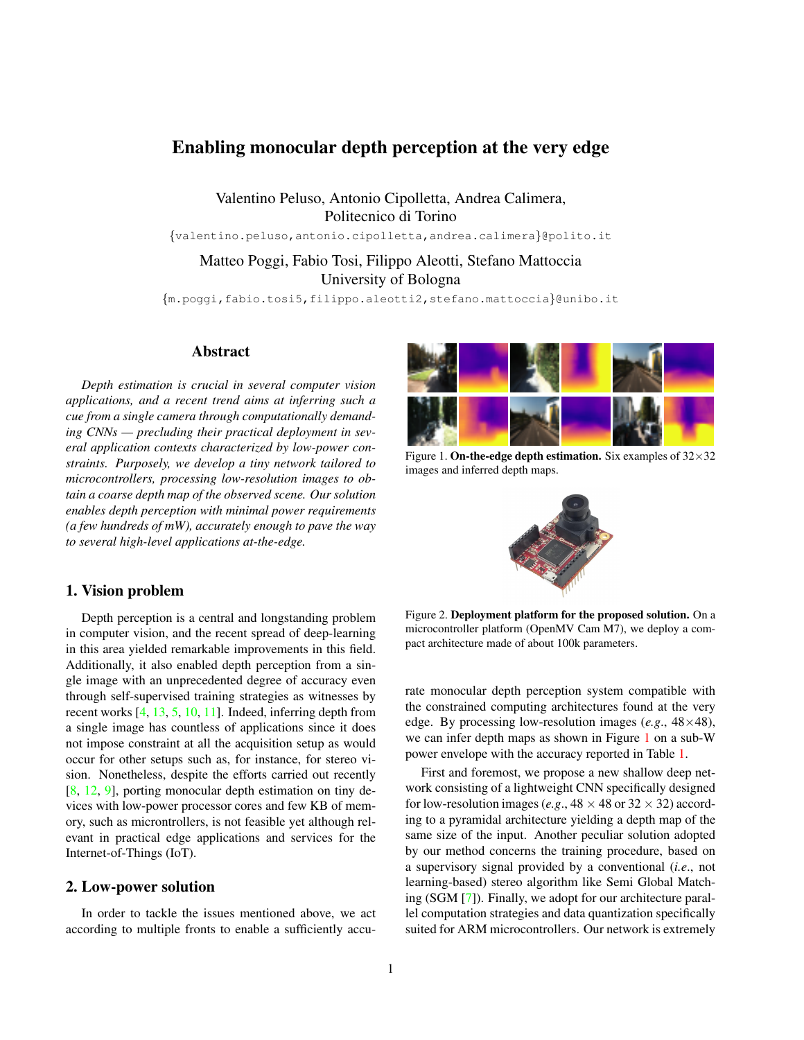# Enabling monocular depth perception at the very edge

Valentino Peluso, Antonio Cipolletta, Andrea Calimera,
Politecnico di Torino

{valentino.peluso,antonio.cipolletta,andrea.calimera}@polito.it

Matteo Poggi, Fabio Tosi, Filippo Aleotti, Stefano Mattoccia
University of Bologna

{m.poggi,fabio.tosi5,filippo.aleotti2,stefano.mattoccia}@unibo.it

## Abstract

*Depth estimation is crucial in several computer vision applications, and a recent trend aims at inferring such a cue from a single camera through computationally demanding CNNs — precluding their practical deployment in several application contexts characterized by low-power constraints. Purposely, we develop a tiny network tailored to microcontrollers, processing low-resolution images to obtain a coarse depth map of the observed scene. Our solution enables depth perception with minimal power requirements (a few hundreds of mW), accurately enough to pave the way to several high-level applications at-the-edge.*

## 1. Vision problem

Depth perception is a central and longstanding problem in computer vision, and the recent spread of deep-learning in this area yielded remarkable improvements in this field. Additionally, it also enabled depth perception from a single image with an unprecedented degree of accuracy even through self-supervised training strategies as witnesses by recent works [4, 13, 5, 10, 11]. Indeed, inferring depth from a single image has countless of applications since it does not impose constraint at all the acquisition setup as would occur for other setups such as, for instance, for stereo vision. Nonetheless, despite the efforts carried out recently [8, 12, 9], porting monocular depth estimation on tiny devices with low-power processor cores and few KB of memory, such as microntrollers, is not feasible yet although relevant in practical edge applications and services for the Internet-of-Things (IoT).

## 2. Low-power solution

In order to tackle the issues mentioned above, we act according to multiple fronts to enable a sufficiently accurate monocular depth perception system compatible with the constrained computing architectures found at the very edge. By processing low-resolution images (*e.g.*, 48×48), we can infer depth maps as shown in Figure 1 on a sub-W power envelope with the accuracy reported in Table 1.

Figure 1. **On-the-edge depth estimation.** Six examples of 32×32 images and inferred depth maps.

Figure 2. **Deployment platform for the proposed solution.** On a microcontroller platform (OpenMV Cam M7), we deploy a compact architecture made of about 100k parameters.

First and foremost, we propose a new shallow deep network consisting of a lightweight CNN specifically designed for low-resolution images (*e.g.*, 48 × 48 or 32 × 32) according to a pyramidal architecture yielding a depth map of the same size of the input. Another peculiar solution adopted by our method concerns the training procedure, based on a supervisory signal provided by a conventional (*i.e.*, not learning-based) stereo algorithm like Semi Global Matching (SGM [7]). Finally, we adopt for our architecture parallel computation strategies and data quantization specifically suited for ARM microcontrollers. Our network is extremely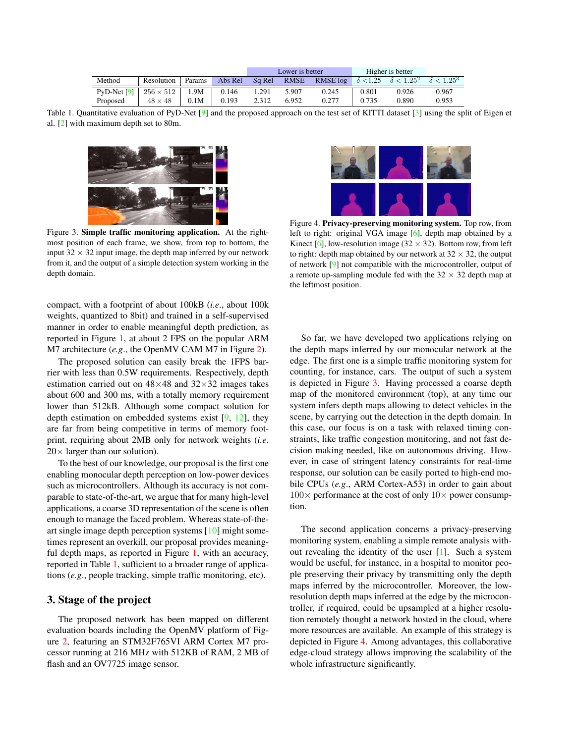| | | | Lower is better | | | | Higher is better | | |
|---|---|---|---|---|---|---|---|---|---|
| Method | Resolution | Params | Abs Rel | Sq Rel | RMSE | RMSE log | $\delta < 1.25$ | $\delta < 1.25^2$ | $\delta < 1.25^3$ |
| PyD-Net [9] | $256 \times 512$ | 1.9M | 0.146 | 1.291 | 5.907 | 0.245 | 0.801 | 0.926 | 0.967 |
| Proposed | $48 \times 48$ | 0.1M | 0.193 | 2.312 | 6.952 | 0.277 | 0.735 | 0.890 | 0.953 |

Table 1. Quantitative evaluation of PyD-Net [9] and the proposed approach on the test set of KITTI dataset [3] using the split of Eigen et al. [2] with maximum depth set to 80m.

Figure 3. **Simple traffic monitoring application.** At the rightmost position of each frame, we show, from top to bottom, the input $32 \times 32$ input image, the depth map inferred by our network from it, and the output of a simple detection system working in the depth domain.

Figure 4. **Privacy-preserving monitoring system.** Top row, from left to right: original VGA image [6], depth map obtained by a Kinect [6], low-resolution image ($32 \times 32$). Bottom row, from left to right: depth map obtained by our network at $32 \times 32$, the output of network [9] not compatible with the microcontroller, output of a remote up-sampling module fed with the $32 \times 32$ depth map at the leftmost position.

compact, with a footprint of about 100kB (*i.e*., about 100k weights, quantized to 8bit) and trained in a self-supervised manner in order to enable meaningful depth prediction, as reported in Figure 1, at about 2 FPS on the popular ARM M7 architecture (*e.g*., the OpenMV CAM M7 in Figure 2).

The proposed solution can easily break the 1FPS barrier with less than 0.5W requirements. Respectively, depth estimation carried out on $48 \times 48$ and $32 \times 32$ images takes about 600 and 300 ms, with a totally memory requirement lower than 512kB. Although some compact solution for depth estimation on embedded systems exist [9, 12], they are far from being competitive in terms of memory footprint, requiring about 2MB only for network weights (*i.e*. $20\times$ larger than our solution).

To the best of our knowledge, our proposal is the first one enabling monocular depth perception on low-power devices such as microcontrollers. Although its accuracy is not comparable to state-of-the-art, we argue that for many high-level applications, a coarse 3D representation of the scene is often enough to manage the faced problem. Whereas state-of-the-art single image depth perception systems [10] might sometimes represent an overkill, our proposal provides meaningful depth maps, as reported in Figure 1, with an accuracy, reported in Table 1, sufficient to a broader range of applications (*e.g*., people tracking, simple traffic monitoring, etc).

## 3. Stage of the project

The proposed network has been mapped on different evaluation boards including the OpenMV platform of Figure 2, featuring an STM32F765VI ARM Cortex M7 processor running at 216 MHz with 512KB of RAM, 2 MB of flash and an OV7725 image sensor.

So far, we have developed two applications relying on the depth maps inferred by our monocular network at the edge. The first one is a simple traffic monitoring system for counting, for instance, cars. The output of such a system is depicted in Figure 3. Having processed a coarse depth map of the monitored environment (top), at any time our system infers depth maps allowing to detect vehicles in the scene, by carrying out the detection in the depth domain. In this case, our focus is on a task with relaxed timing constraints, like traffic congestion monitoring, and not fast decision making needed, like on autonomous driving. However, in case of stringent latency constraints for real-time response, our solution can be easily ported to high-end mobile CPUs (*e.g*., ARM Cortex-A53) in order to gain about $100\times$ performance at the cost of only $10\times$ power consumption.

The second application concerns a privacy-preserving monitoring system, enabling a simple remote analysis without revealing the identity of the user [1]. Such a system would be useful, for instance, in a hospital to monitor people preserving their privacy by transmitting only the depth maps inferred by the microcontroller. Moreover, the low-resolution depth maps inferred at the edge by the microcontroller, if required, could be upsampled at a higher resolution remotely thought a network hosted in the cloud, where more resources are available. An example of this strategy is depicted in Figure 4. Among advantages, this collaborative edge-cloud strategy allows improving the scalability of the whole infrastructure significantly.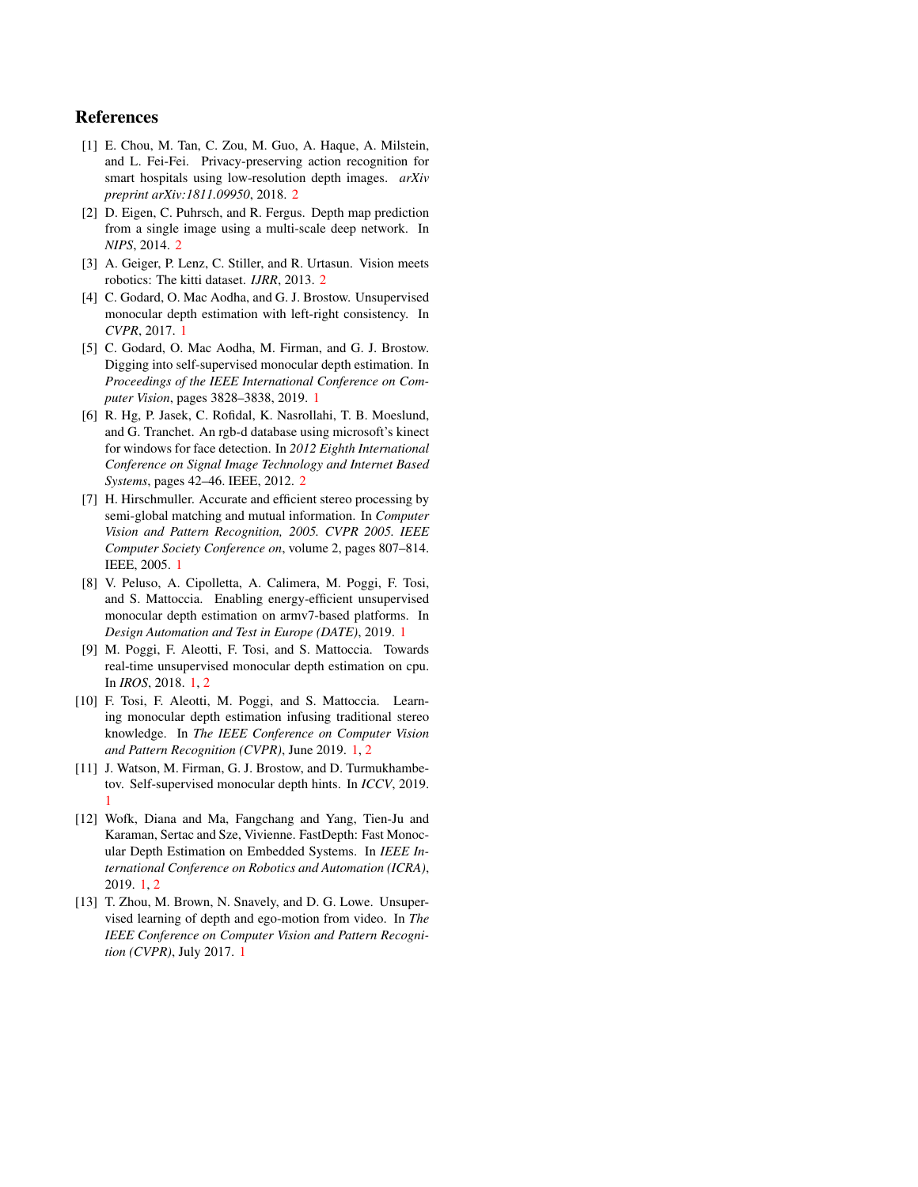## References

[1] E. Chou, M. Tan, C. Zou, M. Guo, A. Haque, A. Milstein, and L. Fei-Fei. Privacy-preserving action recognition for smart hospitals using low-resolution depth images. *arXiv preprint arXiv:1811.09950*, 2018. 2

[2] D. Eigen, C. Puhrsch, and R. Fergus. Depth map prediction from a single image using a multi-scale deep network. In *NIPS*, 2014. 2

[3] A. Geiger, P. Lenz, C. Stiller, and R. Urtasun. Vision meets robotics: The kitti dataset. *IJRR*, 2013. 2

[4] C. Godard, O. Mac Aodha, and G. J. Brostow. Unsupervised monocular depth estimation with left-right consistency. In *CVPR*, 2017. 1

[5] C. Godard, O. Mac Aodha, M. Firman, and G. J. Brostow. Digging into self-supervised monocular depth estimation. In *Proceedings of the IEEE International Conference on Computer Vision*, pages 3828–3838, 2019. 1

[6] R. Hg, P. Jasek, C. Rofidal, K. Nasrollahi, T. B. Moeslund, and G. Tranchet. An rgb-d database using microsoft's kinect for windows for face detection. In *2012 Eighth International Conference on Signal Image Technology and Internet Based Systems*, pages 42–46. IEEE, 2012. 2

[7] H. Hirschmuller. Accurate and efficient stereo processing by semi-global matching and mutual information. In *Computer Vision and Pattern Recognition, 2005. CVPR 2005. IEEE Computer Society Conference on*, volume 2, pages 807–814. IEEE, 2005. 1

[8] V. Peluso, A. Cipolletta, A. Calimera, M. Poggi, F. Tosi, and S. Mattoccia. Enabling energy-efficient unsupervised monocular depth estimation on armv7-based platforms. In *Design Automation and Test in Europe (DATE)*, 2019. 1

[9] M. Poggi, F. Aleotti, F. Tosi, and S. Mattoccia. Towards real-time unsupervised monocular depth estimation on cpu. In *IROS*, 2018. 1, 2

[10] F. Tosi, F. Aleotti, M. Poggi, and S. Mattoccia. Learning monocular depth estimation infusing traditional stereo knowledge. In *The IEEE Conference on Computer Vision and Pattern Recognition (CVPR)*, June 2019. 1, 2

[11] J. Watson, M. Firman, G. J. Brostow, and D. Turmukhambetov. Self-supervised monocular depth hints. In *ICCV*, 2019. 1

[12] Wofk, Diana and Ma, Fangchang and Yang, Tien-Ju and Karaman, Sertac and Sze, Vivienne. FastDepth: Fast Monocular Depth Estimation on Embedded Systems. In *IEEE International Conference on Robotics and Automation (ICRA)*, 2019. 1, 2

[13] T. Zhou, M. Brown, N. Snavely, and D. G. Lowe. Unsupervised learning of depth and ego-motion from video. In *The IEEE Conference on Computer Vision and Pattern Recognition (CVPR)*, July 2017. 1